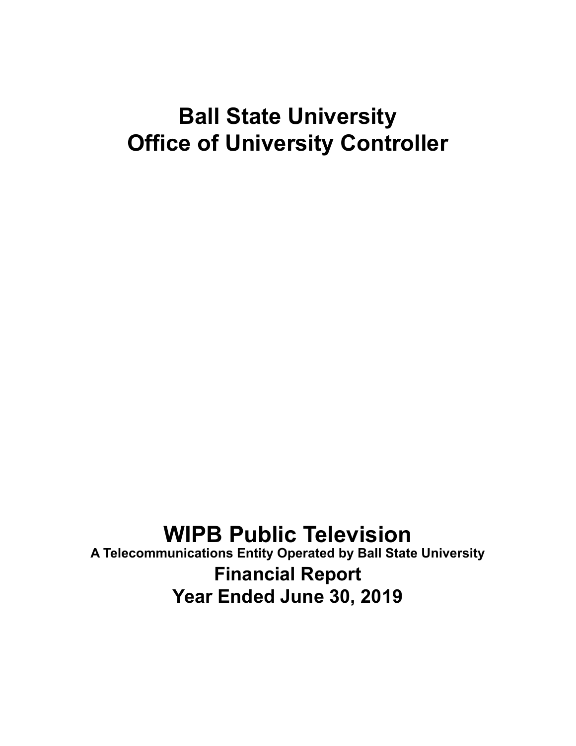# Ball State University
# Office of University Controller

# WIPB Public Television

**A Telecommunications Entity Operated by Ball State University**

## Financial Report

## Year Ended June 30, 2019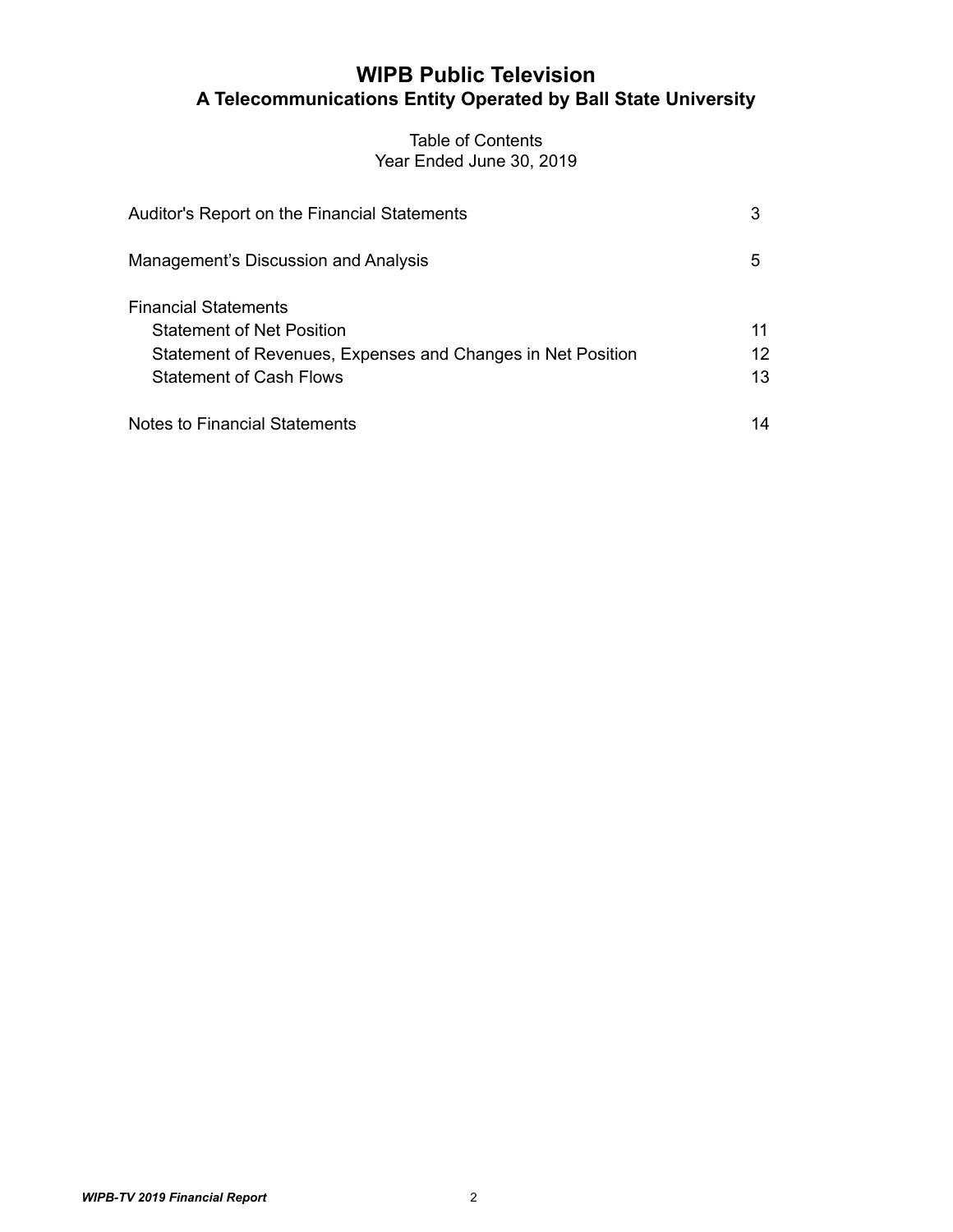# WIPB Public Television

## A Telecommunications Entity Operated by Ball State University

Table of Contents
Year Ended June 30, 2019

| | |
|---|---|
| Auditor's Report on the Financial Statements | 3 |
| Management's Discussion and Analysis | 5 |
| Financial Statements | |
| Statement of Net Position | 11 |
| Statement of Revenues, Expenses and Changes in Net Position | 12 |
| Statement of Cash Flows | 13 |
| Notes to Financial Statements | 14 |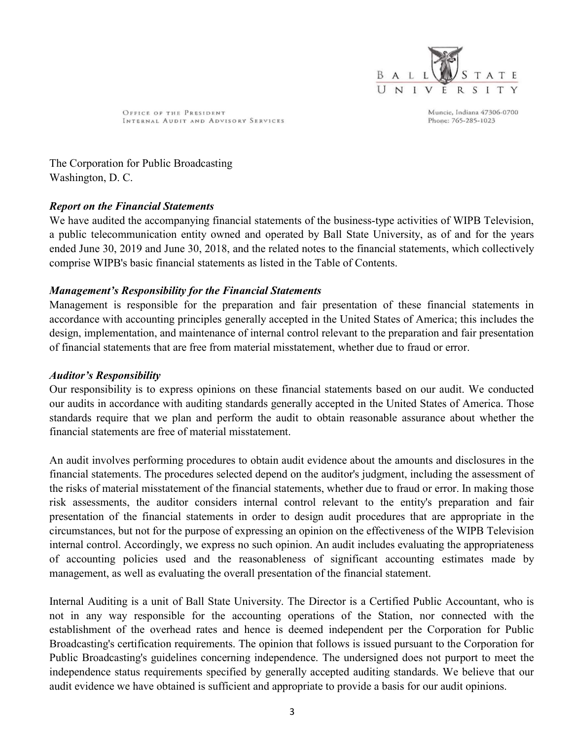BALL STATE UNIVERSITY

OFFICE OF THE PRESIDENT
INTERNAL AUDIT AND ADVISORY SERVICES

Muncie, Indiana 47306-0700
Phone: 765-285-1023

The Corporation for Public Broadcasting
Washington, D. C.

***Report on the Financial Statements***

We have audited the accompanying financial statements of the business-type activities of WIPB Television, a public telecommunication entity owned and operated by Ball State University, as of and for the years ended June 30, 2019 and June 30, 2018, and the related notes to the financial statements, which collectively comprise WIPB's basic financial statements as listed in the Table of Contents.

***Management's Responsibility for the Financial Statements***

Management is responsible for the preparation and fair presentation of these financial statements in accordance with accounting principles generally accepted in the United States of America; this includes the design, implementation, and maintenance of internal control relevant to the preparation and fair presentation of financial statements that are free from material misstatement, whether due to fraud or error.

***Auditor's Responsibility***

Our responsibility is to express opinions on these financial statements based on our audit. We conducted our audits in accordance with auditing standards generally accepted in the United States of America. Those standards require that we plan and perform the audit to obtain reasonable assurance about whether the financial statements are free of material misstatement.

An audit involves performing procedures to obtain audit evidence about the amounts and disclosures in the financial statements. The procedures selected depend on the auditor's judgment, including the assessment of the risks of material misstatement of the financial statements, whether due to fraud or error. In making those risk assessments, the auditor considers internal control relevant to the entity's preparation and fair presentation of the financial statements in order to design audit procedures that are appropriate in the circumstances, but not for the purpose of expressing an opinion on the effectiveness of the WIPB Television internal control. Accordingly, we express no such opinion. An audit includes evaluating the appropriateness of accounting policies used and the reasonableness of significant accounting estimates made by management, as well as evaluating the overall presentation of the financial statement.

Internal Auditing is a unit of Ball State University. The Director is a Certified Public Accountant, who is not in any way responsible for the accounting operations of the Station, nor connected with the establishment of the overhead rates and hence is deemed independent per the Corporation for Public Broadcasting's certification requirements. The opinion that follows is issued pursuant to the Corporation for Public Broadcasting's guidelines concerning independence. The undersigned does not purport to meet the independence status requirements specified by generally accepted auditing standards. We believe that our audit evidence we have obtained is sufficient and appropriate to provide a basis for our audit opinions.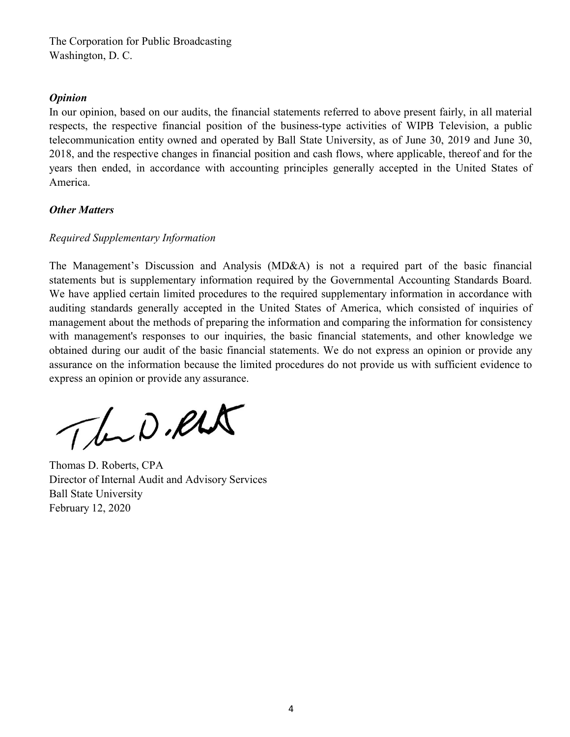The Corporation for Public Broadcasting
Washington, D. C.

***Opinion***

In our opinion, based on our audits, the financial statements referred to above present fairly, in all material respects, the respective financial position of the business-type activities of WIPB Television, a public telecommunication entity owned and operated by Ball State University, as of June 30, 2019 and June 30, 2018, and the respective changes in financial position and cash flows, where applicable, thereof and for the years then ended, in accordance with accounting principles generally accepted in the United States of America.

***Other Matters***

*Required Supplementary Information*

The Management's Discussion and Analysis (MD&A) is not a required part of the basic financial statements but is supplementary information required by the Governmental Accounting Standards Board. We have applied certain limited procedures to the required supplementary information in accordance with auditing standards generally accepted in the United States of America, which consisted of inquiries of management about the methods of preparing the information and comparing the information for consistency with management's responses to our inquiries, the basic financial statements, and other knowledge we obtained during our audit of the basic financial statements. We do not express an opinion or provide any assurance on the information because the limited procedures do not provide us with sufficient evidence to express an opinion or provide any assurance.

Thomas D. Roberts, CPA
Director of Internal Audit and Advisory Services
Ball State University
February 12, 2020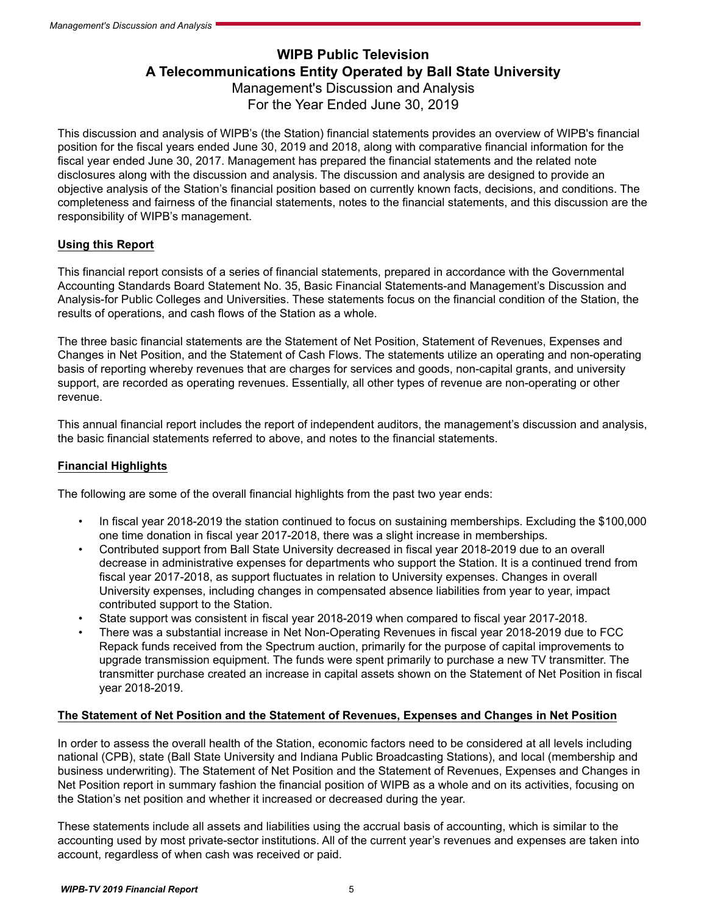# WIPB Public Television
## A Telecommunications Entity Operated by Ball State University
### Management's Discussion and Analysis
### For the Year Ended June 30, 2019

This discussion and analysis of WIPB's (the Station) financial statements provides an overview of WIPB's financial position for the fiscal years ended June 30, 2019 and 2018, along with comparative financial information for the fiscal year ended June 30, 2017. Management has prepared the financial statements and the related note disclosures along with the discussion and analysis. The discussion and analysis are designed to provide an objective analysis of the Station's financial position based on currently known facts, decisions, and conditions. The completeness and fairness of the financial statements, notes to the financial statements, and this discussion are the responsibility of WIPB's management.

**Using this Report**

This financial report consists of a series of financial statements, prepared in accordance with the Governmental Accounting Standards Board Statement No. 35, Basic Financial Statements-and Management's Discussion and Analysis-for Public Colleges and Universities. These statements focus on the financial condition of the Station, the results of operations, and cash flows of the Station as a whole.

The three basic financial statements are the Statement of Net Position, Statement of Revenues, Expenses and Changes in Net Position, and the Statement of Cash Flows. The statements utilize an operating and non-operating basis of reporting whereby revenues that are charges for services and goods, non-capital grants, and university support, are recorded as operating revenues. Essentially, all other types of revenue are non-operating or other revenue.

This annual financial report includes the report of independent auditors, the management's discussion and analysis, the basic financial statements referred to above, and notes to the financial statements.

**Financial Highlights**

The following are some of the overall financial highlights from the past two year ends:

- In fiscal year 2018-2019 the station continued to focus on sustaining memberships. Excluding the $100,000 one time donation in fiscal year 2017-2018, there was a slight increase in memberships.
- Contributed support from Ball State University decreased in fiscal year 2018-2019 due to an overall decrease in administrative expenses for departments who support the Station. It is a continued trend from fiscal year 2017-2018, as support fluctuates in relation to University expenses. Changes in overall University expenses, including changes in compensated absence liabilities from year to year, impact contributed support to the Station.
- State support was consistent in fiscal year 2018-2019 when compared to fiscal year 2017-2018.
- There was a substantial increase in Net Non-Operating Revenues in fiscal year 2018-2019 due to FCC Repack funds received from the Spectrum auction, primarily for the purpose of capital improvements to upgrade transmission equipment. The funds were spent primarily to purchase a new TV transmitter. The transmitter purchase created an increase in capital assets shown on the Statement of Net Position in fiscal year 2018-2019.

**The Statement of Net Position and the Statement of Revenues, Expenses and Changes in Net Position**

In order to assess the overall health of the Station, economic factors need to be considered at all levels including national (CPB), state (Ball State University and Indiana Public Broadcasting Stations), and local (membership and business underwriting). The Statement of Net Position and the Statement of Revenues, Expenses and Changes in Net Position report in summary fashion the financial position of WIPB as a whole and on its activities, focusing on the Station's net position and whether it increased or decreased during the year.

These statements include all assets and liabilities using the accrual basis of accounting, which is similar to the accounting used by most private-sector institutions. All of the current year's revenues and expenses are taken into account, regardless of when cash was received or paid.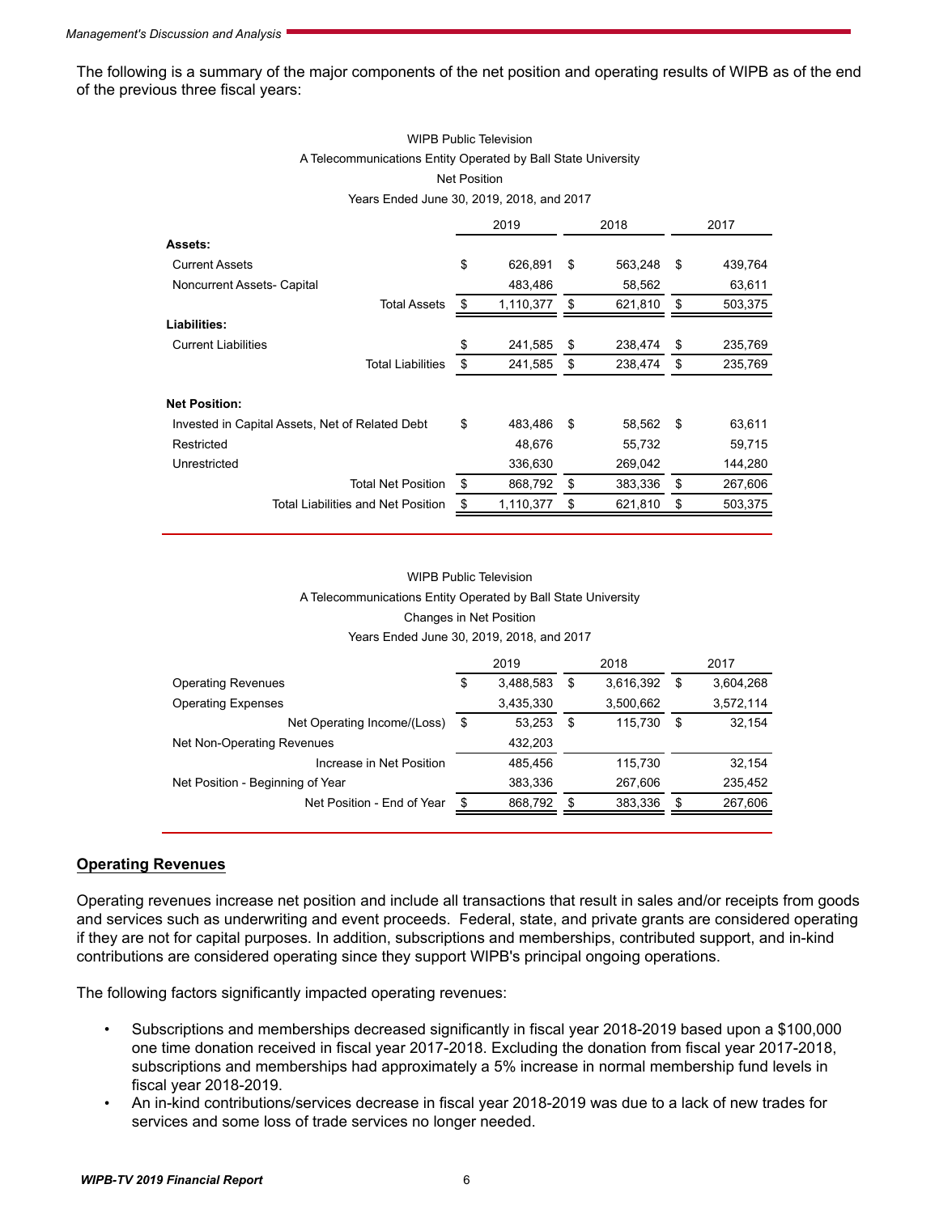The following is a summary of the major components of the net position and operating results of WIPB as of the end of the previous three fiscal years:

WIPB Public Television
A Telecommunications Entity Operated by Ball State University
Net Position
Years Ended June 30, 2019, 2018, and 2017

| | 2019 | 2018 | 2017 |
|---|---|---|---|
| **Assets:** | | | |
| Current Assets | $ 626,891 | $ 563,248 | $ 439,764 |
| Noncurrent Assets- Capital | 483,486 | 58,562 | 63,611 |
| Total Assets | $ 1,110,377 | $ 621,810 | $ 503,375 |
| **Liabilities:** | | | |
| Current Liabilities | $ 241,585 | $ 238,474 | $ 235,769 |
| Total Liabilities | $ 241,585 | $ 238,474 | $ 235,769 |
| **Net Position:** | | | |
| Invested in Capital Assets, Net of Related Debt | $ 483,486 | $ 58,562 | $ 63,611 |
| Restricted | 48,676 | 55,732 | 59,715 |
| Unrestricted | 336,630 | 269,042 | 144,280 |
| Total Net Position | $ 868,792 | $ 383,336 | $ 267,606 |
| Total Liabilities and Net Position | $ 1,110,377 | $ 621,810 | $ 503,375 |

WIPB Public Television
A Telecommunications Entity Operated by Ball State University
Changes in Net Position
Years Ended June 30, 2019, 2018, and 2017

| | 2019 | 2018 | 2017 |
|---|---|---|---|
| Operating Revenues | $ 3,488,583 | $ 3,616,392 | $ 3,604,268 |
| Operating Expenses | 3,435,330 | 3,500,662 | 3,572,114 |
| Net Operating Income/(Loss) | $ 53,253 | $ 115,730 | $ 32,154 |
| Net Non-Operating Revenues | 432,203 | | |
| Increase in Net Position | 485,456 | 115,730 | 32,154 |
| Net Position - Beginning of Year | 383,336 | 267,606 | 235,452 |
| Net Position - End of Year | $ 868,792 | $ 383,336 | $ 267,606 |

## Operating Revenues

Operating revenues increase net position and include all transactions that result in sales and/or receipts from goods and services such as underwriting and event proceeds. Federal, state, and private grants are considered operating if they are not for capital purposes. In addition, subscriptions and memberships, contributed support, and in-kind contributions are considered operating since they support WIPB's principal ongoing operations.

The following factors significantly impacted operating revenues:

- Subscriptions and memberships decreased significantly in fiscal year 2018-2019 based upon a $100,000 one time donation received in fiscal year 2017-2018. Excluding the donation from fiscal year 2017-2018, subscriptions and memberships had approximately a 5% increase in normal membership fund levels in fiscal year 2018-2019.
- An in-kind contributions/services decrease in fiscal year 2018-2019 was due to a lack of new trades for services and some loss of trade services no longer needed.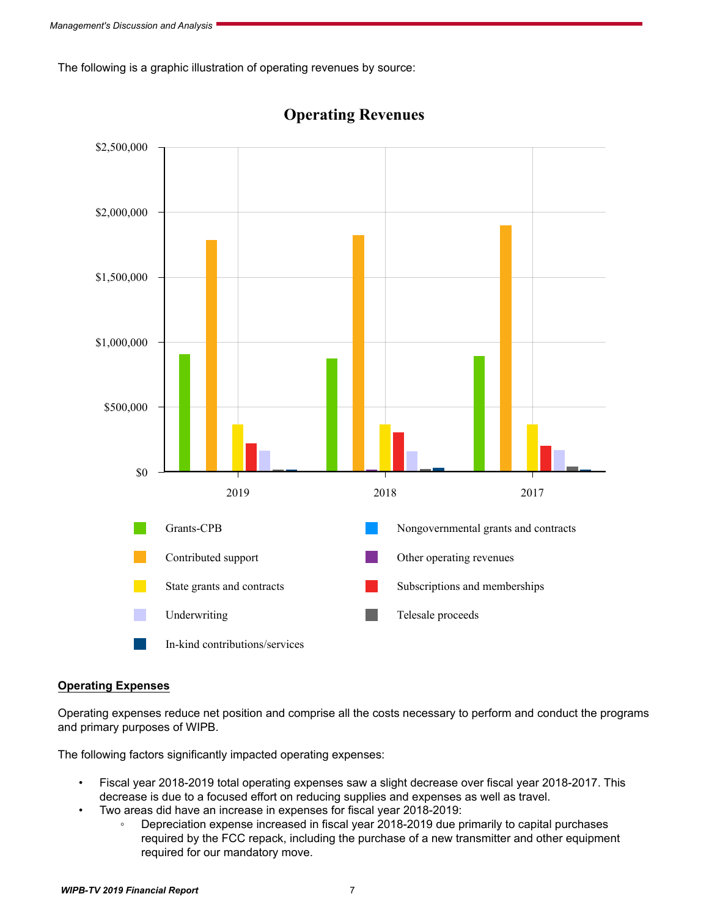The following is a graphic illustration of operating revenues by source:

**Operating Revenues**

Legend: Grants-CPB; Contributed support; State grants and contracts; Underwriting; In-kind contributions/services; Nongovernmental grants and contracts; Other operating revenues; Subscriptions and memberships; Telesale proceeds

## Operating Expenses

Operating expenses reduce net position and comprise all the costs necessary to perform and conduct the programs and primary purposes of WIPB.

The following factors significantly impacted operating expenses:

- Fiscal year 2018-2019 total operating expenses saw a slight decrease over fiscal year 2018-2017. This decrease is due to a focused effort on reducing supplies and expenses as well as travel.
- Two areas did have an increase in expenses for fiscal year 2018-2019:
  - Depreciation expense increased in fiscal year 2018-2019 due primarily to capital purchases required by the FCC repack, including the purchase of a new transmitter and other equipment required for our mandatory move.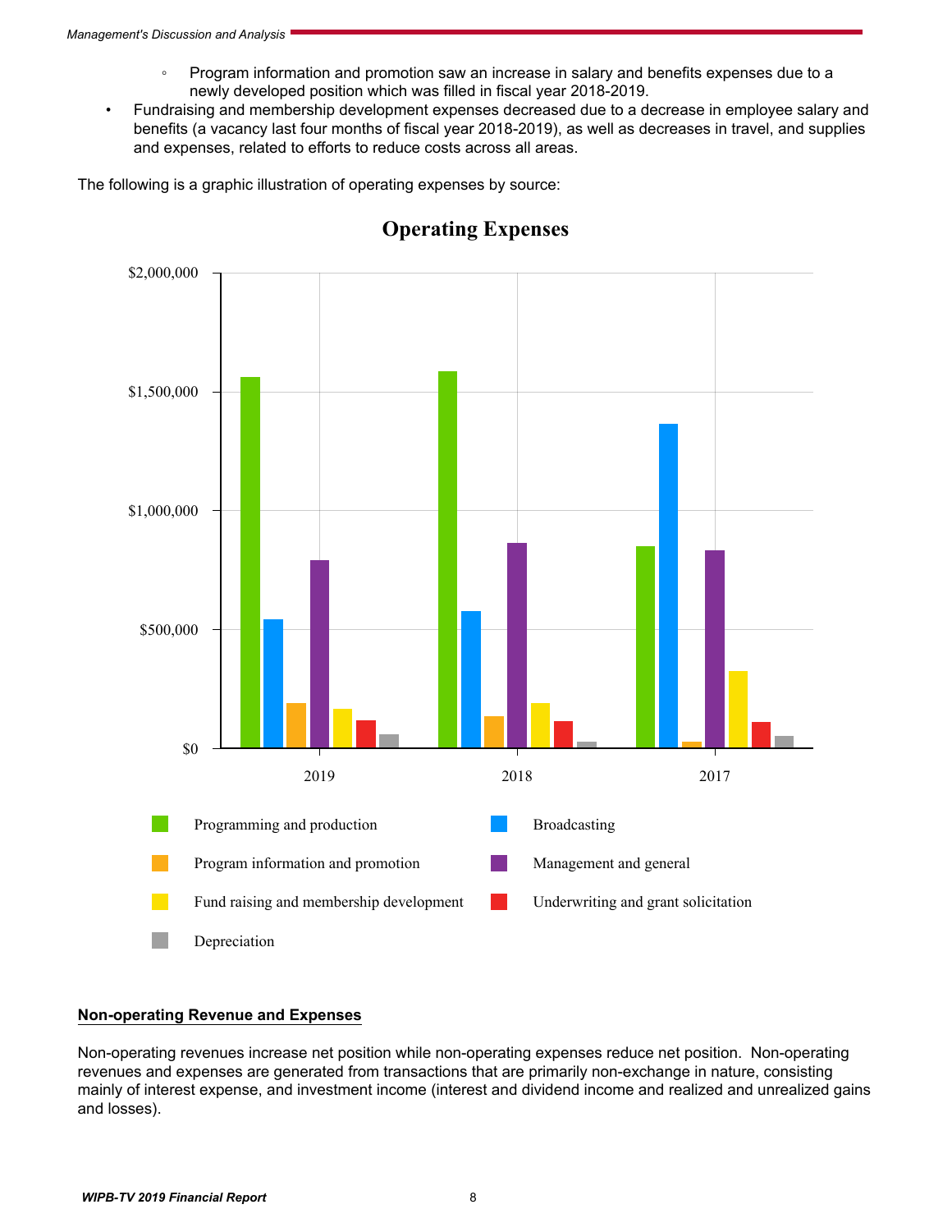- Program information and promotion saw an increase in salary and benefits expenses due to a newly developed position which was filled in fiscal year 2018-2019.
- Fundraising and membership development expenses decreased due to a decrease in employee salary and benefits (a vacancy last four months of fiscal year 2018-2019), as well as decreases in travel, and supplies and expenses, related to efforts to reduce costs across all areas.

The following is a graphic illustration of operating expenses by source:

**Operating Expenses**

$2,000,000
$1,500,000
$1,000,000
$500,000
$0

2019 2018 2017

Programming and production
Broadcasting
Program information and promotion
Management and general
Fund raising and membership development
Underwriting and grant solicitation
Depreciation

## Non-operating Revenue and Expenses

Non-operating revenues increase net position while non-operating expenses reduce net position. Non-operating revenues and expenses are generated from transactions that are primarily non-exchange in nature, consisting mainly of interest expense, and investment income (interest and dividend income and realized and unrealized gains and losses).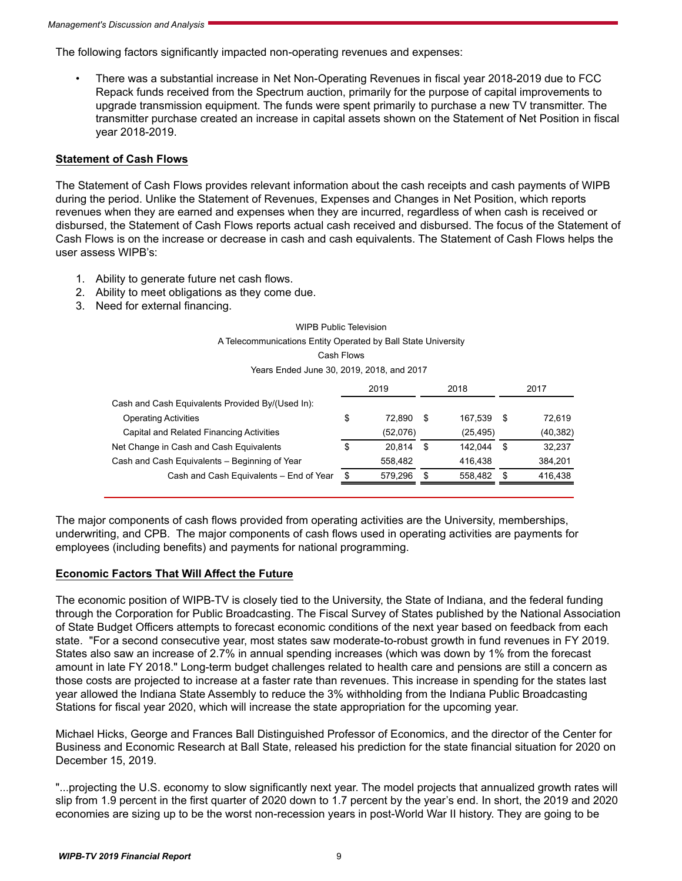The following factors significantly impacted non-operating revenues and expenses:

- There was a substantial increase in Net Non-Operating Revenues in fiscal year 2018-2019 due to FCC Repack funds received from the Spectrum auction, primarily for the purpose of capital improvements to upgrade transmission equipment. The funds were spent primarily to purchase a new TV transmitter. The transmitter purchase created an increase in capital assets shown on the Statement of Net Position in fiscal year 2018-2019.

**Statement of Cash Flows**

The Statement of Cash Flows provides relevant information about the cash receipts and cash payments of WIPB during the period. Unlike the Statement of Revenues, Expenses and Changes in Net Position, which reports revenues when they are earned and expenses when they are incurred, regardless of when cash is received or disbursed, the Statement of Cash Flows reports actual cash received and disbursed. The focus of the Statement of Cash Flows is on the increase or decrease in cash and cash equivalents. The Statement of Cash Flows helps the user assess WIPB's:

1. Ability to generate future net cash flows.
2. Ability to meet obligations as they come due.
3. Need for external financing.

WIPB Public Television
A Telecommunications Entity Operated by Ball State University
Cash Flows
Years Ended June 30, 2019, 2018, and 2017

| | 2019 | 2018 | 2017 |
|---|---|---|---|
| Cash and Cash Equivalents Provided By/(Used In): | | | |
| Operating Activities | $ 72,890 | $ 167,539 | $ 72,619 |
| Capital and Related Financing Activities | (52,076) | (25,495) | (40,382) |
| Net Change in Cash and Cash Equivalents | $ 20,814 | $ 142,044 | $ 32,237 |
| Cash and Cash Equivalents – Beginning of Year | 558,482 | 416,438 | 384,201 |
| Cash and Cash Equivalents – End of Year | $ 579,296 | $ 558,482 | $ 416,438 |

The major components of cash flows provided from operating activities are the University, memberships, underwriting, and CPB. The major components of cash flows used in operating activities are payments for employees (including benefits) and payments for national programming.

**Economic Factors That Will Affect the Future**

The economic position of WIPB-TV is closely tied to the University, the State of Indiana, and the federal funding through the Corporation for Public Broadcasting. The Fiscal Survey of States published by the National Association of State Budget Officers attempts to forecast economic conditions of the next year based on feedback from each state. "For a second consecutive year, most states saw moderate-to-robust growth in fund revenues in FY 2019. States also saw an increase of 2.7% in annual spending increases (which was down by 1% from the forecast amount in late FY 2018." Long-term budget challenges related to health care and pensions are still a concern as those costs are projected to increase at a faster rate than revenues. This increase in spending for the states last year allowed the Indiana State Assembly to reduce the 3% withholding from the Indiana Public Broadcasting Stations for fiscal year 2020, which will increase the state appropriation for the upcoming year.

Michael Hicks, George and Frances Ball Distinguished Professor of Economics, and the director of the Center for Business and Economic Research at Ball State, released his prediction for the state financial situation for 2020 on December 15, 2019.

"...projecting the U.S. economy to slow significantly next year. The model projects that annualized growth rates will slip from 1.9 percent in the first quarter of 2020 down to 1.7 percent by the year's end. In short, the 2019 and 2020 economies are sizing up to be the worst non-recession years in post-World War II history. They are going to be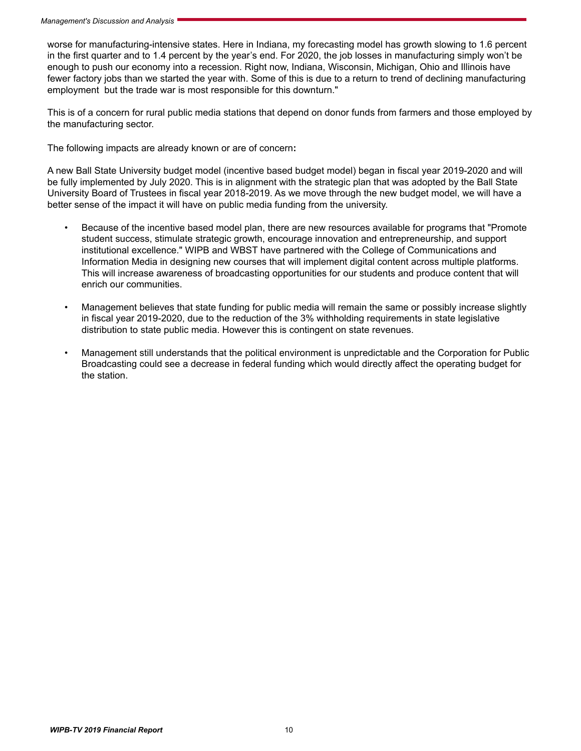worse for manufacturing-intensive states. Here in Indiana, my forecasting model has growth slowing to 1.6 percent in the first quarter and to 1.4 percent by the year's end. For 2020, the job losses in manufacturing simply won't be enough to push our economy into a recession. Right now, Indiana, Wisconsin, Michigan, Ohio and Illinois have fewer factory jobs than we started the year with. Some of this is due to a return to trend of declining manufacturing employment  but the trade war is most responsible for this downturn."

This is of a concern for rural public media stations that depend on donor funds from farmers and those employed by the manufacturing sector.

The following impacts are already known or are of concern**:**

A new Ball State University budget model (incentive based budget model) began in fiscal year 2019-2020 and will be fully implemented by July 2020. This is in alignment with the strategic plan that was adopted by the Ball State University Board of Trustees in fiscal year 2018-2019. As we move through the new budget model, we will have a better sense of the impact it will have on public media funding from the university.

- Because of the incentive based model plan, there are new resources available for programs that "Promote student success, stimulate strategic growth, encourage innovation and entrepreneurship, and support institutional excellence." WIPB and WBST have partnered with the College of Communications and Information Media in designing new courses that will implement digital content across multiple platforms. This will increase awareness of broadcasting opportunities for our students and produce content that will enrich our communities.

- Management believes that state funding for public media will remain the same or possibly increase slightly in fiscal year 2019-2020, due to the reduction of the 3% withholding requirements in state legislative distribution to state public media. However this is contingent on state revenues.

- Management still understands that the political environment is unpredictable and the Corporation for Public Broadcasting could see a decrease in federal funding which would directly affect the operating budget for the station.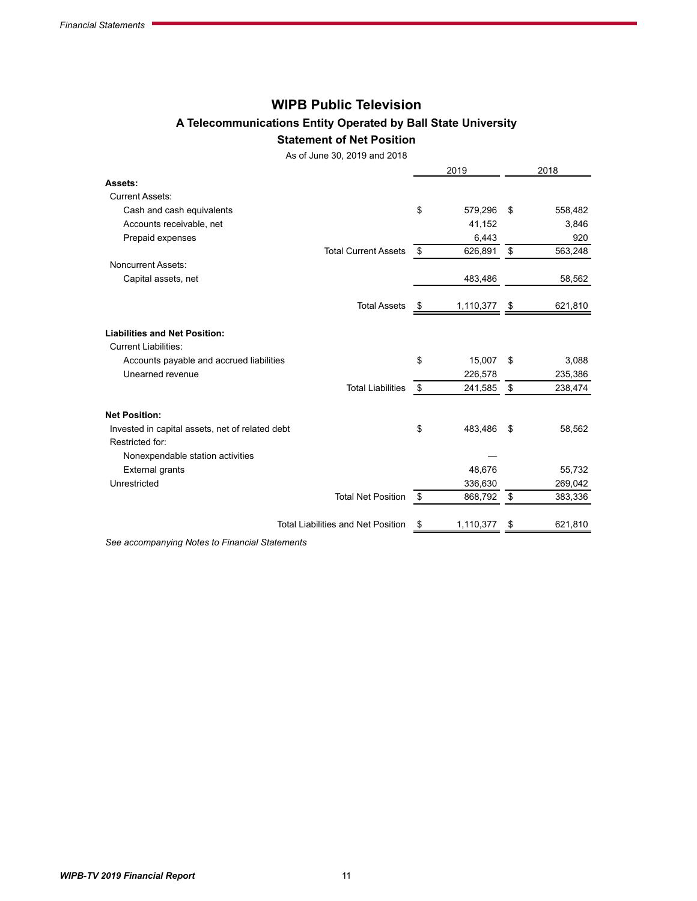# WIPB Public Television

## A Telecommunications Entity Operated by Ball State University

### Statement of Net Position

As of June 30, 2019 and 2018

| | 2019 | 2018 |
|---|---|---|
| **Assets:** | | |
| Current Assets: | | |
| Cash and cash equivalents | $ 579,296 | $ 558,482 |
| Accounts receivable, net | 41,152 | 3,846 |
| Prepaid expenses | 6,443 | 920 |
| Total Current Assets | $ 626,891 | $ 563,248 |
| Noncurrent Assets: | | |
| Capital assets, net | 483,486 | 58,562 |
| Total Assets | $ 1,110,377 | $ 621,810 |
| **Liabilities and Net Position:** | | |
| Current Liabilities: | | |
| Accounts payable and accrued liabilities | $ 15,007 | $ 3,088 |
| Unearned revenue | 226,578 | 235,386 |
| Total Liabilities | $ 241,585 | $ 238,474 |
| **Net Position:** | | |
| Invested in capital assets, net of related debt | $ 483,486 | $ 58,562 |
| Restricted for: | | |
| Nonexpendable station activities | — | |
| External grants | 48,676 | 55,732 |
| Unrestricted | 336,630 | 269,042 |
| Total Net Position | $ 868,792 | $ 383,336 |
| Total Liabilities and Net Position | $ 1,110,377 | $ 621,810 |

*See accompanying Notes to Financial Statements*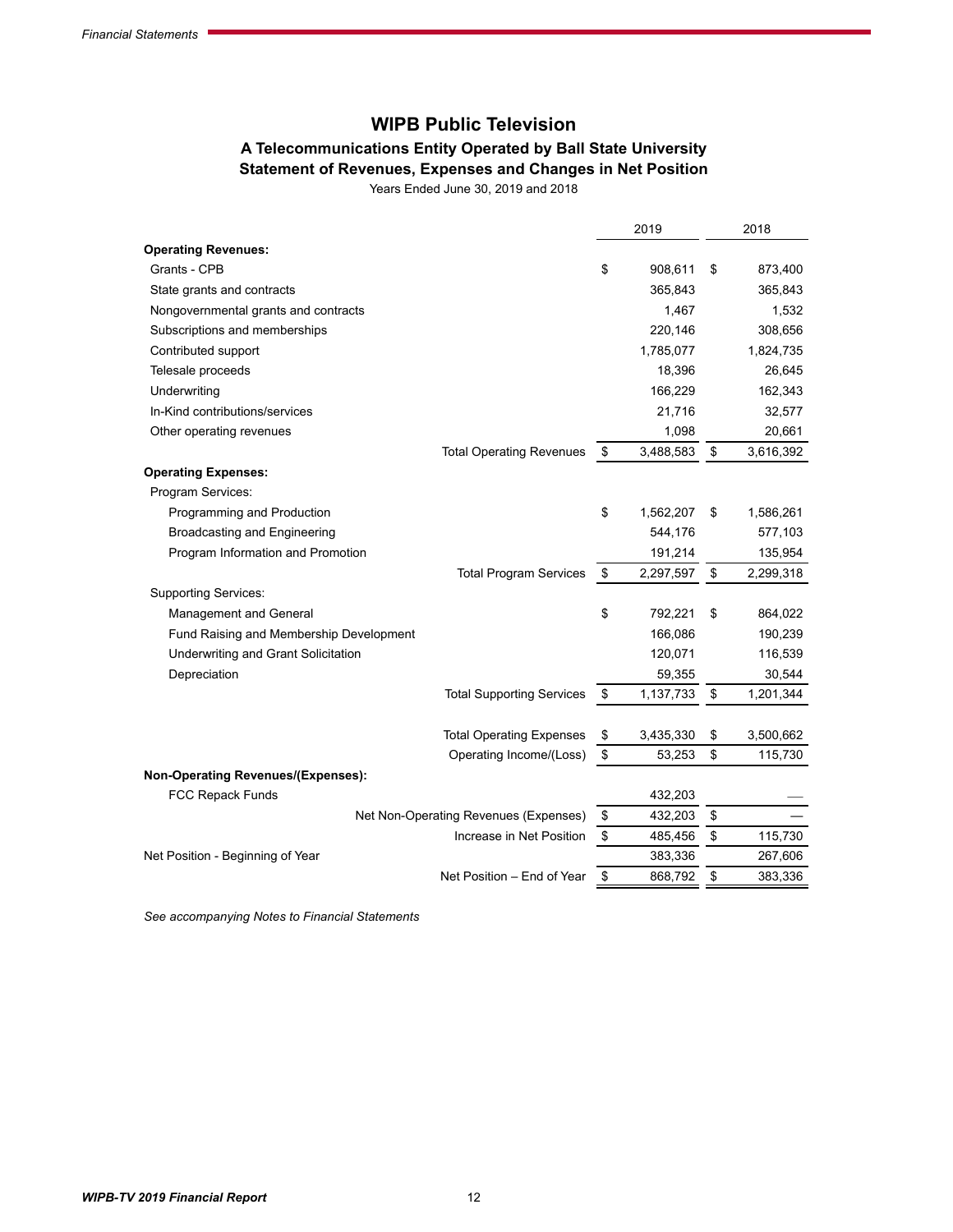# WIPB Public Television

## A Telecommunications Entity Operated by Ball State University
## Statement of Revenues, Expenses and Changes in Net Position

Years Ended June 30, 2019 and 2018

| | 2019 | 2018 |
|---|---|---|
| **Operating Revenues:** | | |
| Grants - CPB | $ 908,611 | $ 873,400 |
| State grants and contracts | 365,843 | 365,843 |
| Nongovernmental grants and contracts | 1,467 | 1,532 |
| Subscriptions and memberships | 220,146 | 308,656 |
| Contributed support | 1,785,077 | 1,824,735 |
| Telesale proceeds | 18,396 | 26,645 |
| Underwriting | 166,229 | 162,343 |
| In-Kind contributions/services | 21,716 | 32,577 |
| Other operating revenues | 1,098 | 20,661 |
| Total Operating Revenues | $ 3,488,583 | $ 3,616,392 |
| **Operating Expenses:** | | |
| Program Services: | | |
| Programming and Production | $ 1,562,207 | $ 1,586,261 |
| Broadcasting and Engineering | 544,176 | 577,103 |
| Program Information and Promotion | 191,214 | 135,954 |
| Total Program Services | $ 2,297,597 | $ 2,299,318 |
| Supporting Services: | | |
| Management and General | $ 792,221 | $ 864,022 |
| Fund Raising and Membership Development | 166,086 | 190,239 |
| Underwriting and Grant Solicitation | 120,071 | 116,539 |
| Depreciation | 59,355 | 30,544 |
| Total Supporting Services | $ 1,137,733 | $ 1,201,344 |
| Total Operating Expenses | $ 3,435,330 | $ 3,500,662 |
| Operating Income/(Loss) | $ 53,253 | $ 115,730 |
| **Non-Operating Revenues/(Expenses):** | | |
| FCC Repack Funds | 432,203 | — |
| Net Non-Operating Revenues (Expenses) | $ 432,203 | $ — |
| Increase in Net Position | $ 485,456 | $ 115,730 |
| Net Position - Beginning of Year | 383,336 | 267,606 |
| Net Position – End of Year | $ 868,792 | $ 383,336 |

*See accompanying Notes to Financial Statements*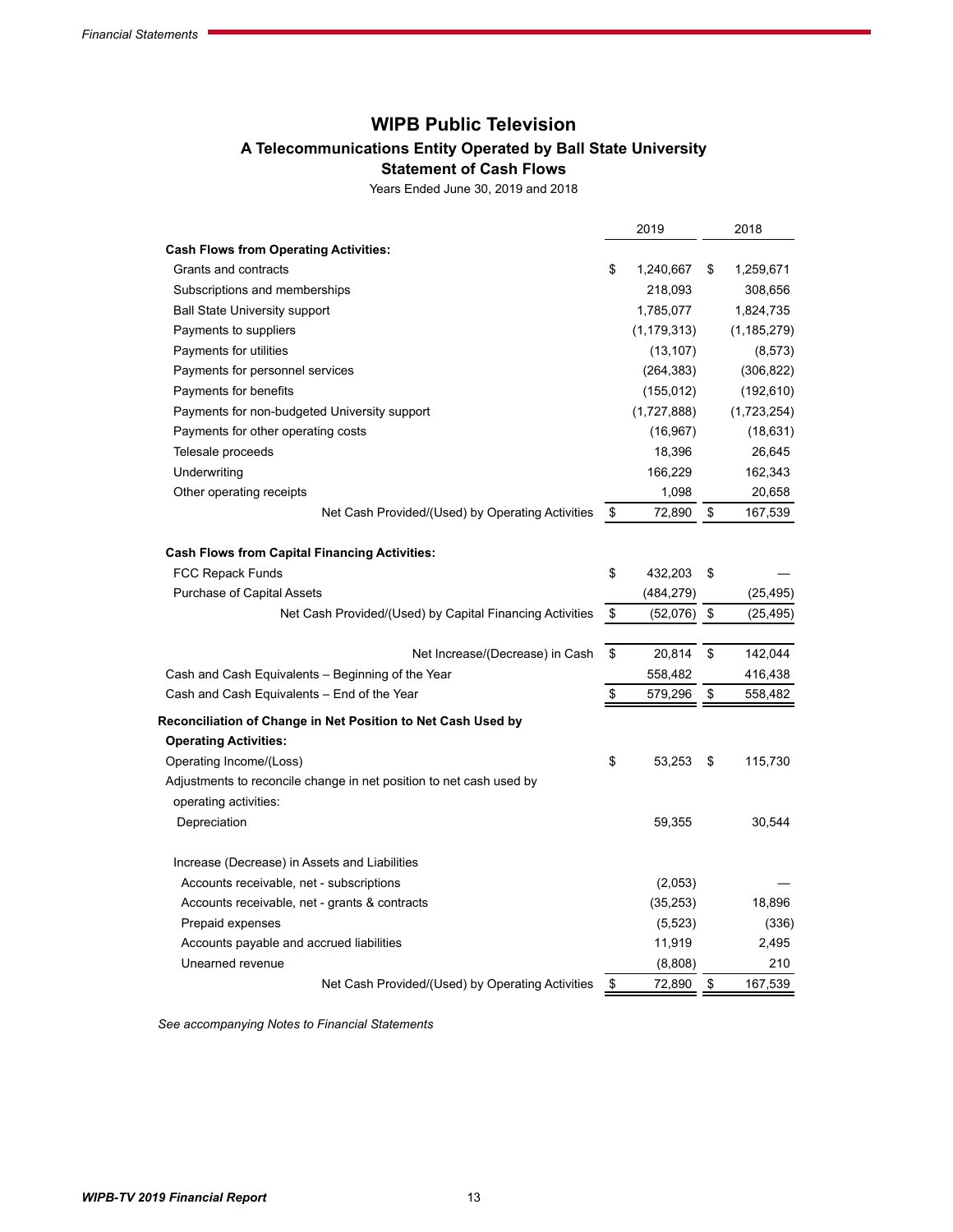# WIPB Public Television

## A Telecommunications Entity Operated by Ball State University

## Statement of Cash Flows

Years Ended June 30, 2019 and 2018

| | 2019 | 2018 |
|---|---|---|
| **Cash Flows from Operating Activities:** | | |
| Grants and contracts | $ 1,240,667 | $ 1,259,671 |
| Subscriptions and memberships | 218,093 | 308,656 |
| Ball State University support | 1,785,077 | 1,824,735 |
| Payments to suppliers | (1,179,313) | (1,185,279) |
| Payments for utilities | (13,107) | (8,573) |
| Payments for personnel services | (264,383) | (306,822) |
| Payments for benefits | (155,012) | (192,610) |
| Payments for non-budgeted University support | (1,727,888) | (1,723,254) |
| Payments for other operating costs | (16,967) | (18,631) |
| Telesale proceeds | 18,396 | 26,645 |
| Underwriting | 166,229 | 162,343 |
| Other operating receipts | 1,098 | 20,658 |
| Net Cash Provided/(Used) by Operating Activities | $ 72,890 | $ 167,539 |
| **Cash Flows from Capital Financing Activities:** | | |
| FCC Repack Funds | $ 432,203 | $ — |
| Purchase of Capital Assets | (484,279) | (25,495) |
| Net Cash Provided/(Used) by Capital Financing Activities | $ (52,076) | $ (25,495) |
| Net Increase/(Decrease) in Cash | $ 20,814 | $ 142,044 |
| Cash and Cash Equivalents – Beginning of the Year | 558,482 | 416,438 |
| Cash and Cash Equivalents – End of the Year | $ 579,296 | $ 558,482 |
| **Reconciliation of Change in Net Position to Net Cash Used by Operating Activities:** | | |
| Operating Income/(Loss) | $ 53,253 | $ 115,730 |
| Adjustments to reconcile change in net position to net cash used by operating activities: | | |
| Depreciation | 59,355 | 30,544 |
| Increase (Decrease) in Assets and Liabilities | | |
| Accounts receivable, net - subscriptions | (2,053) | — |
| Accounts receivable, net - grants & contracts | (35,253) | 18,896 |
| Prepaid expenses | (5,523) | (336) |
| Accounts payable and accrued liabilities | 11,919 | 2,495 |
| Unearned revenue | (8,808) | 210 |
| Net Cash Provided/(Used) by Operating Activities | $ 72,890 | $ 167,539 |

*See accompanying Notes to Financial Statements*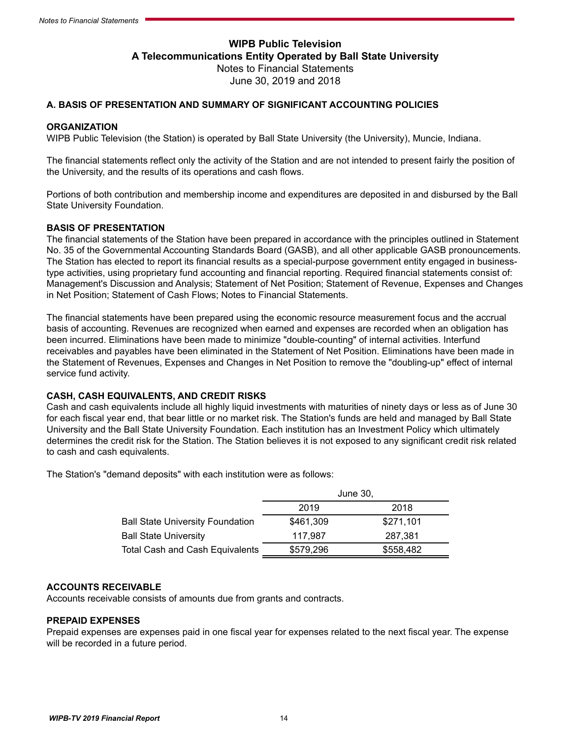# WIPB Public Television
## A Telecommunications Entity Operated by Ball State University

Notes to Financial Statements
June 30, 2019 and 2018

### A. BASIS OF PRESENTATION AND SUMMARY OF SIGNIFICANT ACCOUNTING POLICIES

**ORGANIZATION**

WIPB Public Television (the Station) is operated by Ball State University (the University), Muncie, Indiana.

The financial statements reflect only the activity of the Station and are not intended to present fairly the position of the University, and the results of its operations and cash flows.

Portions of both contribution and membership income and expenditures are deposited in and disbursed by the Ball State University Foundation.

**BASIS OF PRESENTATION**

The financial statements of the Station have been prepared in accordance with the principles outlined in Statement No. 35 of the Governmental Accounting Standards Board (GASB), and all other applicable GASB pronouncements. The Station has elected to report its financial results as a special-purpose government entity engaged in business-type activities, using proprietary fund accounting and financial reporting. Required financial statements consist of: Management's Discussion and Analysis; Statement of Net Position; Statement of Revenue, Expenses and Changes in Net Position; Statement of Cash Flows; Notes to Financial Statements.

The financial statements have been prepared using the economic resource measurement focus and the accrual basis of accounting. Revenues are recognized when earned and expenses are recorded when an obligation has been incurred. Eliminations have been made to minimize "double-counting" of internal activities. Interfund receivables and payables have been eliminated in the Statement of Net Position. Eliminations have been made in the Statement of Revenues, Expenses and Changes in Net Position to remove the "doubling-up" effect of internal service fund activity.

**CASH, CASH EQUIVALENTS, AND CREDIT RISKS**

Cash and cash equivalents include all highly liquid investments with maturities of ninety days or less as of June 30 for each fiscal year end, that bear little or no market risk. The Station's funds are held and managed by Ball State University and the Ball State University Foundation. Each institution has an Investment Policy which ultimately determines the credit risk for the Station. The Station believes it is not exposed to any significant credit risk related to cash and cash equivalents.

The Station's "demand deposits" with each institution were as follows:

| | June 30, | |
|---|---|---|
| | 2019 | 2018 |
| Ball State University Foundation | $461,309 | $271,101 |
| Ball State University | 117,987 | 287,381 |
| Total Cash and Cash Equivalents | $579,296 | $558,482 |

**ACCOUNTS RECEIVABLE**

Accounts receivable consists of amounts due from grants and contracts.

**PREPAID EXPENSES**

Prepaid expenses are expenses paid in one fiscal year for expenses related to the next fiscal year. The expense will be recorded in a future period.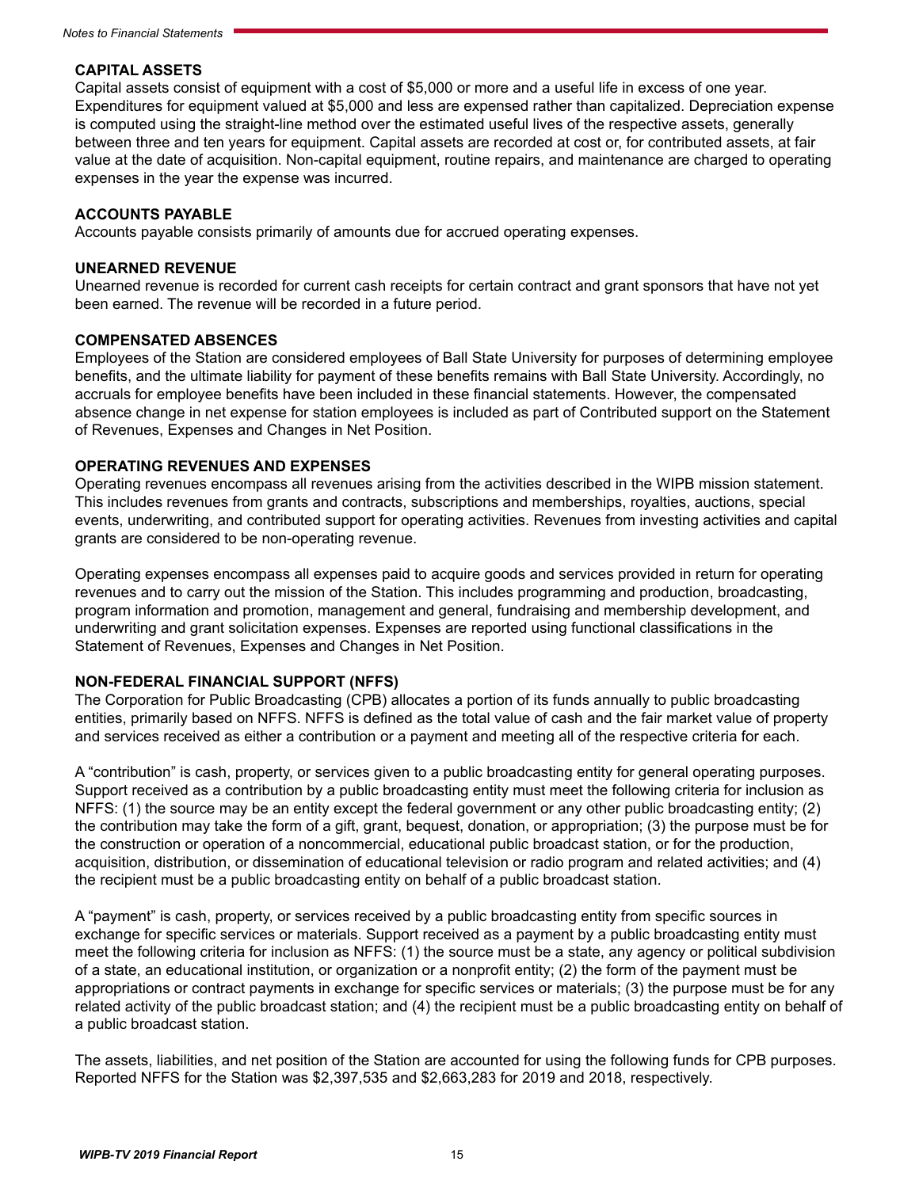### CAPITAL ASSETS

Capital assets consist of equipment with a cost of $5,000 or more and a useful life in excess of one year. Expenditures for equipment valued at $5,000 and less are expensed rather than capitalized. Depreciation expense is computed using the straight-line method over the estimated useful lives of the respective assets, generally between three and ten years for equipment. Capital assets are recorded at cost or, for contributed assets, at fair value at the date of acquisition. Non-capital equipment, routine repairs, and maintenance are charged to operating expenses in the year the expense was incurred.

### ACCOUNTS PAYABLE

Accounts payable consists primarily of amounts due for accrued operating expenses.

### UNEARNED REVENUE

Unearned revenue is recorded for current cash receipts for certain contract and grant sponsors that have not yet been earned. The revenue will be recorded in a future period.

### COMPENSATED ABSENCES

Employees of the Station are considered employees of Ball State University for purposes of determining employee benefits, and the ultimate liability for payment of these benefits remains with Ball State University. Accordingly, no accruals for employee benefits have been included in these financial statements. However, the compensated absence change in net expense for station employees is included as part of Contributed support on the Statement of Revenues, Expenses and Changes in Net Position.

### OPERATING REVENUES AND EXPENSES

Operating revenues encompass all revenues arising from the activities described in the WIPB mission statement. This includes revenues from grants and contracts, subscriptions and memberships, royalties, auctions, special events, underwriting, and contributed support for operating activities. Revenues from investing activities and capital grants are considered to be non-operating revenue.

Operating expenses encompass all expenses paid to acquire goods and services provided in return for operating revenues and to carry out the mission of the Station. This includes programming and production, broadcasting, program information and promotion, management and general, fundraising and membership development, and underwriting and grant solicitation expenses. Expenses are reported using functional classifications in the Statement of Revenues, Expenses and Changes in Net Position.

### NON-FEDERAL FINANCIAL SUPPORT (NFFS)

The Corporation for Public Broadcasting (CPB) allocates a portion of its funds annually to public broadcasting entities, primarily based on NFFS. NFFS is defined as the total value of cash and the fair market value of property and services received as either a contribution or a payment and meeting all of the respective criteria for each.

A "contribution" is cash, property, or services given to a public broadcasting entity for general operating purposes. Support received as a contribution by a public broadcasting entity must meet the following criteria for inclusion as NFFS: (1) the source may be an entity except the federal government or any other public broadcasting entity; (2) the contribution may take the form of a gift, grant, bequest, donation, or appropriation; (3) the purpose must be for the construction or operation of a noncommercial, educational public broadcast station, or for the production, acquisition, distribution, or dissemination of educational television or radio program and related activities; and (4) the recipient must be a public broadcasting entity on behalf of a public broadcast station.

A "payment" is cash, property, or services received by a public broadcasting entity from specific sources in exchange for specific services or materials. Support received as a payment by a public broadcasting entity must meet the following criteria for inclusion as NFFS: (1) the source must be a state, any agency or political subdivision of a state, an educational institution, or organization or a nonprofit entity; (2) the form of the payment must be appropriations or contract payments in exchange for specific services or materials; (3) the purpose must be for any related activity of the public broadcast station; and (4) the recipient must be a public broadcasting entity on behalf of a public broadcast station.

The assets, liabilities, and net position of the Station are accounted for using the following funds for CPB purposes. Reported NFFS for the Station was $2,397,535 and $2,663,283 for 2019 and 2018, respectively.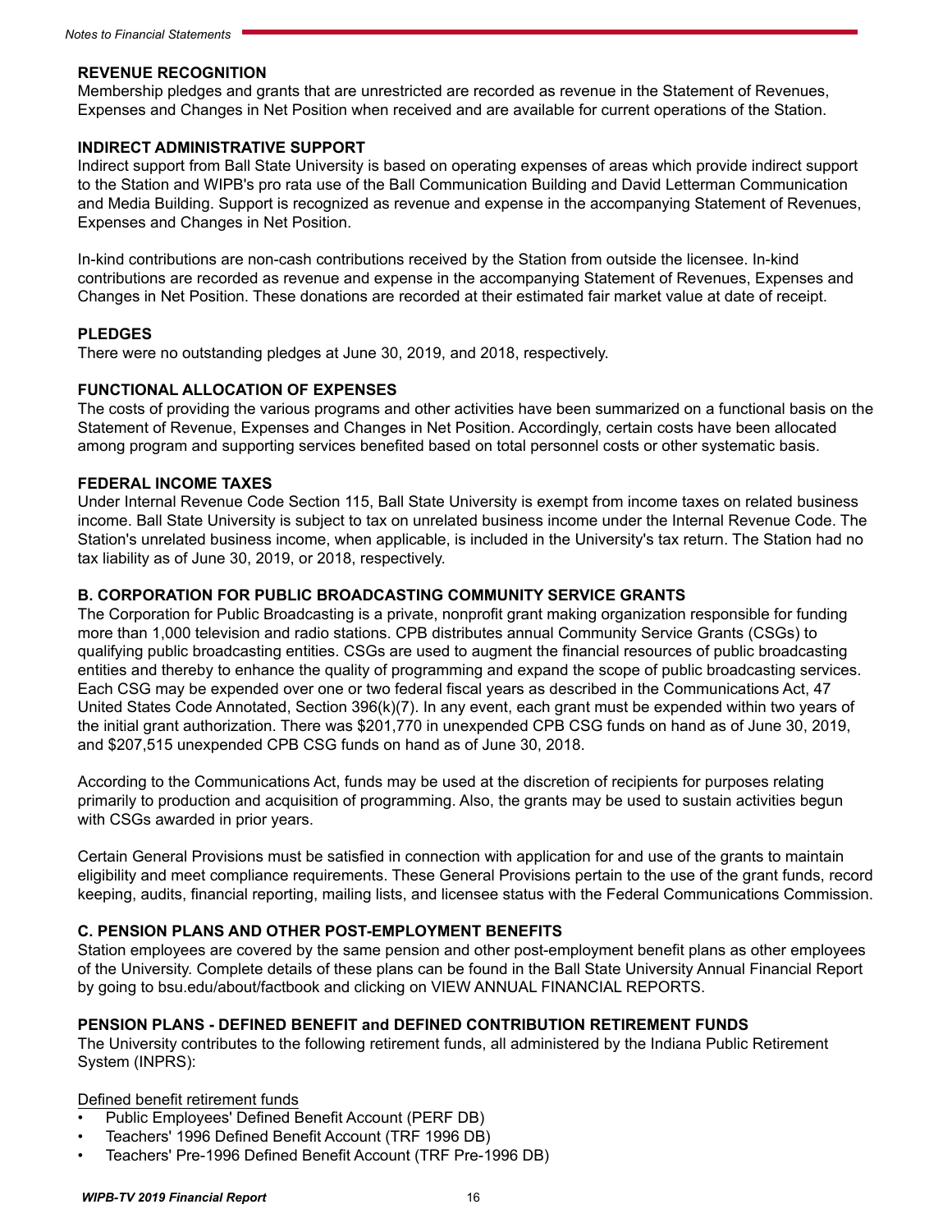### REVENUE RECOGNITION

Membership pledges and grants that are unrestricted are recorded as revenue in the Statement of Revenues, Expenses and Changes in Net Position when received and are available for current operations of the Station.

### INDIRECT ADMINISTRATIVE SUPPORT

Indirect support from Ball State University is based on operating expenses of areas which provide indirect support to the Station and WIPB's pro rata use of the Ball Communication Building and David Letterman Communication and Media Building. Support is recognized as revenue and expense in the accompanying Statement of Revenues, Expenses and Changes in Net Position.

In-kind contributions are non-cash contributions received by the Station from outside the licensee. In-kind contributions are recorded as revenue and expense in the accompanying Statement of Revenues, Expenses and Changes in Net Position. These donations are recorded at their estimated fair market value at date of receipt.

### PLEDGES

There were no outstanding pledges at June 30, 2019, and 2018, respectively.

### FUNCTIONAL ALLOCATION OF EXPENSES

The costs of providing the various programs and other activities have been summarized on a functional basis on the Statement of Revenue, Expenses and Changes in Net Position. Accordingly, certain costs have been allocated among program and supporting services benefited based on total personnel costs or other systematic basis.

### FEDERAL INCOME TAXES

Under Internal Revenue Code Section 115, Ball State University is exempt from income taxes on related business income. Ball State University is subject to tax on unrelated business income under the Internal Revenue Code. The Station's unrelated business income, when applicable, is included in the University's tax return. The Station had no tax liability as of June 30, 2019, or 2018, respectively.

## B. CORPORATION FOR PUBLIC BROADCASTING COMMUNITY SERVICE GRANTS

The Corporation for Public Broadcasting is a private, nonprofit grant making organization responsible for funding more than 1,000 television and radio stations. CPB distributes annual Community Service Grants (CSGs) to qualifying public broadcasting entities. CSGs are used to augment the financial resources of public broadcasting entities and thereby to enhance the quality of programming and expand the scope of public broadcasting services. Each CSG may be expended over one or two federal fiscal years as described in the Communications Act, 47 United States Code Annotated, Section 396(k)(7). In any event, each grant must be expended within two years of the initial grant authorization. There was $201,770 in unexpended CPB CSG funds on hand as of June 30, 2019, and $207,515 unexpended CPB CSG funds on hand as of June 30, 2018.

According to the Communications Act, funds may be used at the discretion of recipients for purposes relating primarily to production and acquisition of programming. Also, the grants may be used to sustain activities begun with CSGs awarded in prior years.

Certain General Provisions must be satisfied in connection with application for and use of the grants to maintain eligibility and meet compliance requirements. These General Provisions pertain to the use of the grant funds, record keeping, audits, financial reporting, mailing lists, and licensee status with the Federal Communications Commission.

## C. PENSION PLANS AND OTHER POST-EMPLOYMENT BENEFITS

Station employees are covered by the same pension and other post-employment benefit plans as other employees of the University. Complete details of these plans can be found in the Ball State University Annual Financial Report by going to bsu.edu/about/factbook and clicking on VIEW ANNUAL FINANCIAL REPORTS.

### PENSION PLANS - DEFINED BENEFIT and DEFINED CONTRIBUTION RETIREMENT FUNDS

The University contributes to the following retirement funds, all administered by the Indiana Public Retirement System (INPRS):

Defined benefit retirement funds

- Public Employees' Defined Benefit Account (PERF DB)
- Teachers' 1996 Defined Benefit Account (TRF 1996 DB)
- Teachers' Pre-1996 Defined Benefit Account (TRF Pre-1996 DB)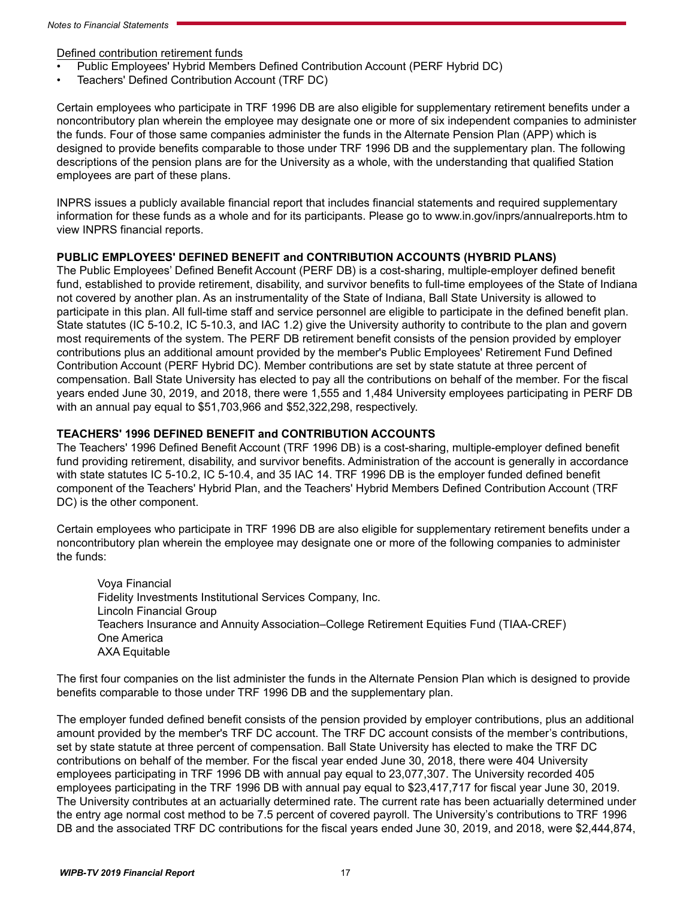Defined contribution retirement funds

- Public Employees' Hybrid Members Defined Contribution Account (PERF Hybrid DC)
- Teachers' Defined Contribution Account (TRF DC)

Certain employees who participate in TRF 1996 DB are also eligible for supplementary retirement benefits under a noncontributory plan wherein the employee may designate one or more of six independent companies to administer the funds. Four of those same companies administer the funds in the Alternate Pension Plan (APP) which is designed to provide benefits comparable to those under TRF 1996 DB and the supplementary plan. The following descriptions of the pension plans are for the University as a whole, with the understanding that qualified Station employees are part of these plans.

INPRS issues a publicly available financial report that includes financial statements and required supplementary information for these funds as a whole and for its participants. Please go to www.in.gov/inprs/annualreports.htm to view INPRS financial reports.

**PUBLIC EMPLOYEES' DEFINED BENEFIT and CONTRIBUTION ACCOUNTS (HYBRID PLANS)**

The Public Employees' Defined Benefit Account (PERF DB) is a cost-sharing, multiple-employer defined benefit fund, established to provide retirement, disability, and survivor benefits to full-time employees of the State of Indiana not covered by another plan. As an instrumentality of the State of Indiana, Ball State University is allowed to participate in this plan. All full-time staff and service personnel are eligible to participate in the defined benefit plan. State statutes (IC 5-10.2, IC 5-10.3, and IAC 1.2) give the University authority to contribute to the plan and govern most requirements of the system. The PERF DB retirement benefit consists of the pension provided by employer contributions plus an additional amount provided by the member's Public Employees' Retirement Fund Defined Contribution Account (PERF Hybrid DC). Member contributions are set by state statute at three percent of compensation. Ball State University has elected to pay all the contributions on behalf of the member. For the fiscal years ended June 30, 2019, and 2018, there were 1,555 and 1,484 University employees participating in PERF DB with an annual pay equal to \$51,703,966 and \$52,322,298, respectively.

**TEACHERS' 1996 DEFINED BENEFIT and CONTRIBUTION ACCOUNTS**

The Teachers' 1996 Defined Benefit Account (TRF 1996 DB) is a cost-sharing, multiple-employer defined benefit fund providing retirement, disability, and survivor benefits. Administration of the account is generally in accordance with state statutes IC 5-10.2, IC 5-10.4, and 35 IAC 14. TRF 1996 DB is the employer funded defined benefit component of the Teachers' Hybrid Plan, and the Teachers' Hybrid Members Defined Contribution Account (TRF DC) is the other component.

Certain employees who participate in TRF 1996 DB are also eligible for supplementary retirement benefits under a noncontributory plan wherein the employee may designate one or more of the following companies to administer the funds:

Voya Financial
Fidelity Investments Institutional Services Company, Inc.
Lincoln Financial Group
Teachers Insurance and Annuity Association–College Retirement Equities Fund (TIAA-CREF)
One America
AXA Equitable

The first four companies on the list administer the funds in the Alternate Pension Plan which is designed to provide benefits comparable to those under TRF 1996 DB and the supplementary plan.

The employer funded defined benefit consists of the pension provided by employer contributions, plus an additional amount provided by the member's TRF DC account. The TRF DC account consists of the member's contributions, set by state statute at three percent of compensation. Ball State University has elected to make the TRF DC contributions on behalf of the member. For the fiscal year ended June 30, 2018, there were 404 University employees participating in TRF 1996 DB with annual pay equal to 23,077,307. The University recorded 405 employees participating in the TRF 1996 DB with annual pay equal to \$23,417,717 for fiscal year June 30, 2019. The University contributes at an actuarially determined rate. The current rate has been actuarially determined under the entry age normal cost method to be 7.5 percent of covered payroll. The University's contributions to TRF 1996 DB and the associated TRF DC contributions for the fiscal years ended June 30, 2019, and 2018, were \$2,444,874,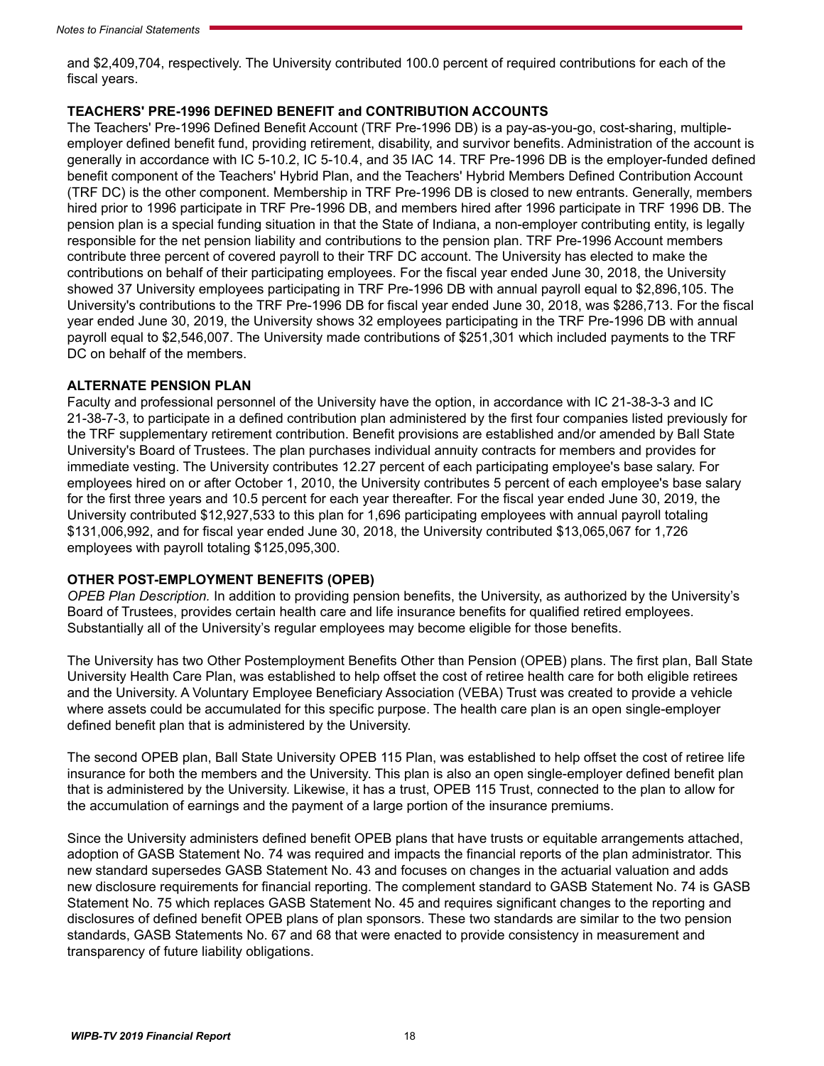and $2,409,704, respectively. The University contributed 100.0 percent of required contributions for each of the fiscal years.

**TEACHERS' PRE-1996 DEFINED BENEFIT and CONTRIBUTION ACCOUNTS**

The Teachers' Pre-1996 Defined Benefit Account (TRF Pre-1996 DB) is a pay-as-you-go, cost-sharing, multiple-employer defined benefit fund, providing retirement, disability, and survivor benefits. Administration of the account is generally in accordance with IC 5-10.2, IC 5-10.4, and 35 IAC 14. TRF Pre-1996 DB is the employer-funded defined benefit component of the Teachers' Hybrid Plan, and the Teachers' Hybrid Members Defined Contribution Account (TRF DC) is the other component. Membership in TRF Pre-1996 DB is closed to new entrants. Generally, members hired prior to 1996 participate in TRF Pre-1996 DB, and members hired after 1996 participate in TRF 1996 DB. The pension plan is a special funding situation in that the State of Indiana, a non-employer contributing entity, is legally responsible for the net pension liability and contributions to the pension plan. TRF Pre-1996 Account members contribute three percent of covered payroll to their TRF DC account. The University has elected to make the contributions on behalf of their participating employees. For the fiscal year ended June 30, 2018, the University showed 37 University employees participating in TRF Pre-1996 DB with annual payroll equal to $2,896,105. The University's contributions to the TRF Pre-1996 DB for fiscal year ended June 30, 2018, was $286,713. For the fiscal year ended June 30, 2019, the University shows 32 employees participating in the TRF Pre-1996 DB with annual payroll equal to $2,546,007. The University made contributions of $251,301 which included payments to the TRF DC on behalf of the members.

**ALTERNATE PENSION PLAN**

Faculty and professional personnel of the University have the option, in accordance with IC 21-38-3-3 and IC 21-38-7-3, to participate in a defined contribution plan administered by the first four companies listed previously for the TRF supplementary retirement contribution. Benefit provisions are established and/or amended by Ball State University's Board of Trustees. The plan purchases individual annuity contracts for members and provides for immediate vesting. The University contributes 12.27 percent of each participating employee's base salary. For employees hired on or after October 1, 2010, the University contributes 5 percent of each employee's base salary for the first three years and 10.5 percent for each year thereafter. For the fiscal year ended June 30, 2019, the University contributed $12,927,533 to this plan for 1,696 participating employees with annual payroll totaling $131,006,992, and for fiscal year ended June 30, 2018, the University contributed $13,065,067 for 1,726 employees with payroll totaling $125,095,300.

**OTHER POST-EMPLOYMENT BENEFITS (OPEB)**

*OPEB Plan Description.* In addition to providing pension benefits, the University, as authorized by the University's Board of Trustees, provides certain health care and life insurance benefits for qualified retired employees. Substantially all of the University's regular employees may become eligible for those benefits.

The University has two Other Postemployment Benefits Other than Pension (OPEB) plans. The first plan, Ball State University Health Care Plan, was established to help offset the cost of retiree health care for both eligible retirees and the University. A Voluntary Employee Beneficiary Association (VEBA) Trust was created to provide a vehicle where assets could be accumulated for this specific purpose. The health care plan is an open single-employer defined benefit plan that is administered by the University.

The second OPEB plan, Ball State University OPEB 115 Plan, was established to help offset the cost of retiree life insurance for both the members and the University. This plan is also an open single-employer defined benefit plan that is administered by the University. Likewise, it has a trust, OPEB 115 Trust, connected to the plan to allow for the accumulation of earnings and the payment of a large portion of the insurance premiums.

Since the University administers defined benefit OPEB plans that have trusts or equitable arrangements attached, adoption of GASB Statement No. 74 was required and impacts the financial reports of the plan administrator. This new standard supersedes GASB Statement No. 43 and focuses on changes in the actuarial valuation and adds new disclosure requirements for financial reporting. The complement standard to GASB Statement No. 74 is GASB Statement No. 75 which replaces GASB Statement No. 45 and requires significant changes to the reporting and disclosures of defined benefit OPEB plans of plan sponsors. These two standards are similar to the two pension standards, GASB Statements No. 67 and 68 that were enacted to provide consistency in measurement and transparency of future liability obligations.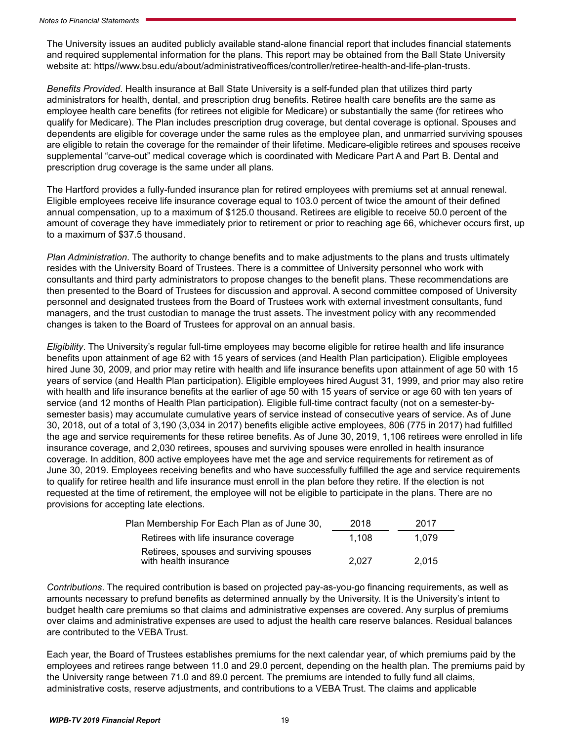The University issues an audited publicly available stand-alone financial report that includes financial statements and required supplemental information for the plans. This report may be obtained from the Ball State University website at: https//www.bsu.edu/about/administrativeoffices/controller/retiree-health-and-life-plan-trusts.

*Benefits Provided*. Health insurance at Ball State University is a self-funded plan that utilizes third party administrators for health, dental, and prescription drug benefits. Retiree health care benefits are the same as employee health care benefits (for retirees not eligible for Medicare) or substantially the same (for retirees who qualify for Medicare). The Plan includes prescription drug coverage, but dental coverage is optional. Spouses and dependents are eligible for coverage under the same rules as the employee plan, and unmarried surviving spouses are eligible to retain the coverage for the remainder of their lifetime. Medicare-eligible retirees and spouses receive supplemental "carve-out" medical coverage which is coordinated with Medicare Part A and Part B. Dental and prescription drug coverage is the same under all plans.

The Hartford provides a fully-funded insurance plan for retired employees with premiums set at annual renewal. Eligible employees receive life insurance coverage equal to 103.0 percent of twice the amount of their defined annual compensation, up to a maximum of $125.0 thousand. Retirees are eligible to receive 50.0 percent of the amount of coverage they have immediately prior to retirement or prior to reaching age 66, whichever occurs first, up to a maximum of $37.5 thousand.

*Plan Administration*. The authority to change benefits and to make adjustments to the plans and trusts ultimately resides with the University Board of Trustees. There is a committee of University personnel who work with consultants and third party administrators to propose changes to the benefit plans. These recommendations are then presented to the Board of Trustees for discussion and approval. A second committee composed of University personnel and designated trustees from the Board of Trustees work with external investment consultants, fund managers, and the trust custodian to manage the trust assets. The investment policy with any recommended changes is taken to the Board of Trustees for approval on an annual basis.

*Eligibility*. The University's regular full-time employees may become eligible for retiree health and life insurance benefits upon attainment of age 62 with 15 years of services (and Health Plan participation). Eligible employees hired June 30, 2009, and prior may retire with health and life insurance benefits upon attainment of age 50 with 15 years of service (and Health Plan participation). Eligible employees hired August 31, 1999, and prior may also retire with health and life insurance benefits at the earlier of age 50 with 15 years of service or age 60 with ten years of service (and 12 months of Health Plan participation). Eligible full-time contract faculty (not on a semester-by-semester basis) may accumulate cumulative years of service instead of consecutive years of service. As of June 30, 2018, out of a total of 3,190 (3,034 in 2017) benefits eligible active employees, 806 (775 in 2017) had fulfilled the age and service requirements for these retiree benefits. As of June 30, 2019, 1,106 retirees were enrolled in life insurance coverage, and 2,030 retirees, spouses and surviving spouses were enrolled in health insurance coverage. In addition, 800 active employees have met the age and service requirements for retirement as of June 30, 2019. Employees receiving benefits and who have successfully fulfilled the age and service requirements to qualify for retiree health and life insurance must enroll in the plan before they retire. If the election is not requested at the time of retirement, the employee will not be eligible to participate in the plans. There are no provisions for accepting late elections.

| Plan Membership For Each Plan as of June 30, | 2018 | 2017 |
|---|---|---|
| Retirees with life insurance coverage | 1,108 | 1,079 |
| Retirees, spouses and surviving spouses with health insurance | 2,027 | 2,015 |

*Contributions*. The required contribution is based on projected pay-as-you-go financing requirements, as well as amounts necessary to prefund benefits as determined annually by the University. It is the University's intent to budget health care premiums so that claims and administrative expenses are covered. Any surplus of premiums over claims and administrative expenses are used to adjust the health care reserve balances. Residual balances are contributed to the VEBA Trust.

Each year, the Board of Trustees establishes premiums for the next calendar year, of which premiums paid by the employees and retirees range between 11.0 and 29.0 percent, depending on the health plan. The premiums paid by the University range between 71.0 and 89.0 percent. The premiums are intended to fully fund all claims, administrative costs, reserve adjustments, and contributions to a VEBA Trust. The claims and applicable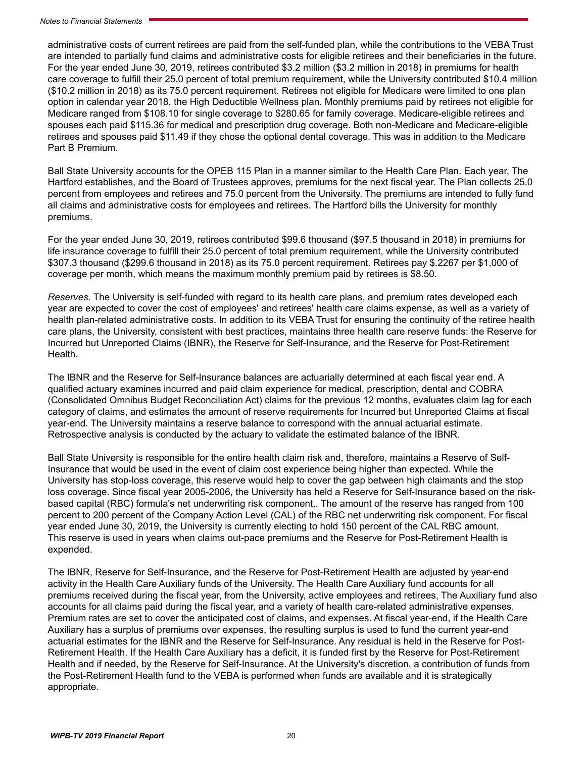administrative costs of current retirees are paid from the self-funded plan, while the contributions to the VEBA Trust are intended to partially fund claims and administrative costs for eligible retirees and their beneficiaries in the future. For the year ended June 30, 2019, retirees contributed $3.2 million ($3.2 million in 2018) in premiums for health care coverage to fulfill their 25.0 percent of total premium requirement, while the University contributed $10.4 million ($10.2 million in 2018) as its 75.0 percent requirement. Retirees not eligible for Medicare were limited to one plan option in calendar year 2018, the High Deductible Wellness plan. Monthly premiums paid by retirees not eligible for Medicare ranged from $108.10 for single coverage to $280.65 for family coverage. Medicare-eligible retirees and spouses each paid $115.36 for medical and prescription drug coverage. Both non-Medicare and Medicare-eligible retirees and spouses paid $11.49 if they chose the optional dental coverage. This was in addition to the Medicare Part B Premium.

Ball State University accounts for the OPEB 115 Plan in a manner similar to the Health Care Plan. Each year, The Hartford establishes, and the Board of Trustees approves, premiums for the next fiscal year. The Plan collects 25.0 percent from employees and retirees and 75.0 percent from the University. The premiums are intended to fully fund all claims and administrative costs for employees and retirees. The Hartford bills the University for monthly premiums.

For the year ended June 30, 2019, retirees contributed $99.6 thousand ($97.5 thousand in 2018) in premiums for life insurance coverage to fulfill their 25.0 percent of total premium requirement, while the University contributed $307.3 thousand ($299.6 thousand in 2018) as its 75.0 percent requirement. Retirees pay $.2267 per $1,000 of coverage per month, which means the maximum monthly premium paid by retirees is $8.50.

*Reserves*. The University is self-funded with regard to its health care plans, and premium rates developed each year are expected to cover the cost of employees' and retirees' health care claims expense, as well as a variety of health plan-related administrative costs. In addition to its VEBA Trust for ensuring the continuity of the retiree health care plans, the University, consistent with best practices, maintains three health care reserve funds: the Reserve for Incurred but Unreported Claims (IBNR), the Reserve for Self-Insurance, and the Reserve for Post-Retirement Health.

The IBNR and the Reserve for Self-Insurance balances are actuarially determined at each fiscal year end. A qualified actuary examines incurred and paid claim experience for medical, prescription, dental and COBRA (Consolidated Omnibus Budget Reconciliation Act) claims for the previous 12 months, evaluates claim lag for each category of claims, and estimates the amount of reserve requirements for Incurred but Unreported Claims at fiscal year-end. The University maintains a reserve balance to correspond with the annual actuarial estimate. Retrospective analysis is conducted by the actuary to validate the estimated balance of the IBNR.

Ball State University is responsible for the entire health claim risk and, therefore, maintains a Reserve of Self-Insurance that would be used in the event of claim cost experience being higher than expected. While the University has stop-loss coverage, this reserve would help to cover the gap between high claimants and the stop loss coverage. Since fiscal year 2005-2006, the University has held a Reserve for Self-Insurance based on the risk-based capital (RBC) formula's net underwriting risk component,. The amount of the reserve has ranged from 100 percent to 200 percent of the Company Action Level (CAL) of the RBC net underwriting risk component. For fiscal year ended June 30, 2019, the University is currently electing to hold 150 percent of the CAL RBC amount. This reserve is used in years when claims out-pace premiums and the Reserve for Post-Retirement Health is expended.

The IBNR, Reserve for Self-Insurance, and the Reserve for Post-Retirement Health are adjusted by year-end activity in the Health Care Auxiliary funds of the University. The Health Care Auxiliary fund accounts for all premiums received during the fiscal year, from the University, active employees and retirees, The Auxiliary fund also accounts for all claims paid during the fiscal year, and a variety of health care-related administrative expenses. Premium rates are set to cover the anticipated cost of claims, and expenses. At fiscal year-end, if the Health Care Auxiliary has a surplus of premiums over expenses, the resulting surplus is used to fund the current year-end actuarial estimates for the IBNR and the Reserve for Self-Insurance. Any residual is held in the Reserve for Post-Retirement Health. If the Health Care Auxiliary has a deficit, it is funded first by the Reserve for Post-Retirement Health and if needed, by the Reserve for Self-Insurance. At the University's discretion, a contribution of funds from the Post-Retirement Health fund to the VEBA is performed when funds are available and it is strategically appropriate.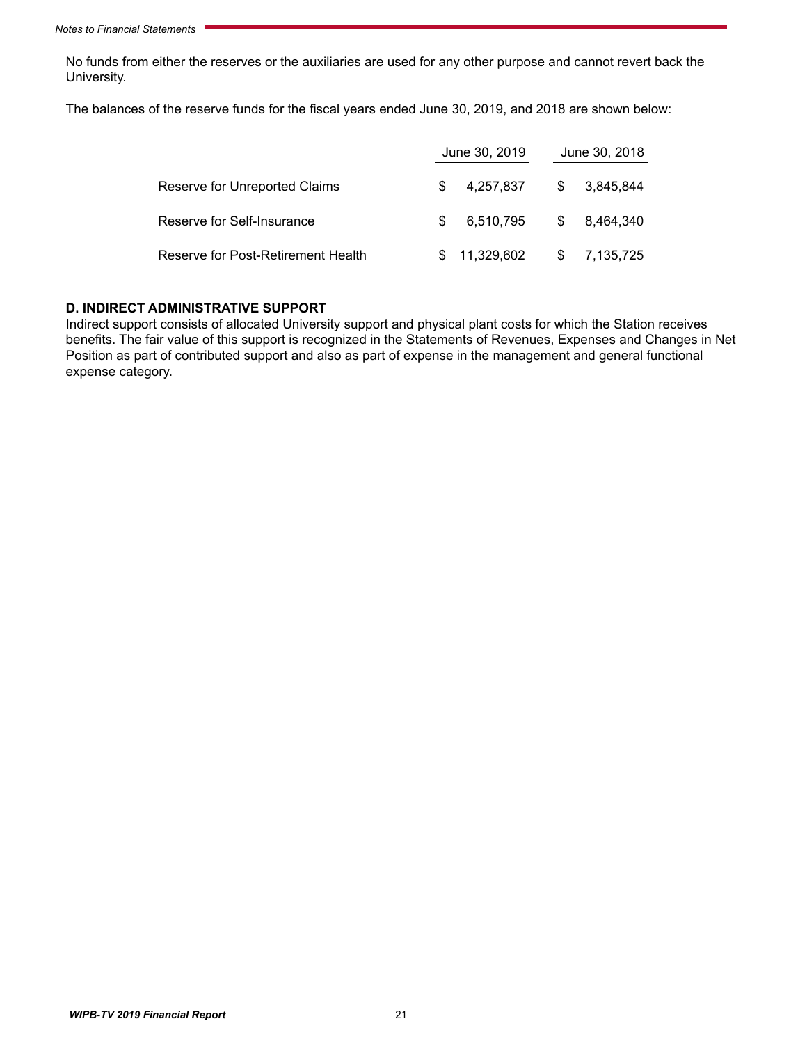No funds from either the reserves or the auxiliaries are used for any other purpose and cannot revert back the University.

The balances of the reserve funds for the fiscal years ended June 30, 2019, and 2018 are shown below:

| | June 30, 2019 | June 30, 2018 |
|---|---|---|
| Reserve for Unreported Claims | $ 4,257,837 | $ 3,845,844 |
| Reserve for Self-Insurance | $ 6,510,795 | $ 8,464,340 |
| Reserve for Post-Retirement Health | $ 11,329,602 | $ 7,135,725 |

**D. INDIRECT ADMINISTRATIVE SUPPORT**

Indirect support consists of allocated University support and physical plant costs for which the Station receives benefits. The fair value of this support is recognized in the Statements of Revenues, Expenses and Changes in Net Position as part of contributed support and also as part of expense in the management and general functional expense category.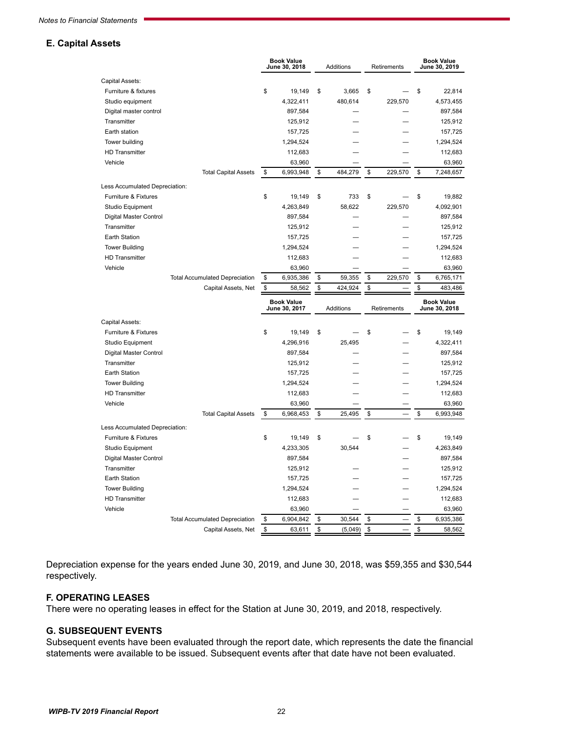### E. Capital Assets

| | Book Value June 30, 2018 | Additions | Retirements | Book Value June 30, 2019 |
|---|---|---|---|---|
| **Capital Assets:** | | | | |
| Furniture & fixtures | $ 19,149 | $ 3,665 | $ — | $ 22,814 |
| Studio equipment | 4,322,411 | 480,614 | 229,570 | 4,573,455 |
| Digital master control | 897,584 | — | — | 897,584 |
| Transmitter | 125,912 | — | — | 125,912 |
| Earth station | 157,725 | — | — | 157,725 |
| Tower building | 1,294,524 | — | — | 1,294,524 |
| HD Transmitter | 112,683 | — | — | 112,683 |
| Vehicle | 63,960 | — | — | 63,960 |
| Total Capital Assets | $ 6,993,948 | $ 484,279 | $ 229,570 | $ 7,248,657 |
| **Less Accumulated Depreciation:** | | | | |
| Furniture & Fixtures | $ 19,149 | $ 733 | $ — | $ 19,882 |
| Studio Equipment | 4,263,849 | 58,622 | 229,570 | 4,092,901 |
| Digital Master Control | 897,584 | — | — | 897,584 |
| Transmitter | 125,912 | — | — | 125,912 |
| Earth Station | 157,725 | — | — | 157,725 |
| Tower Building | 1,294,524 | — | — | 1,294,524 |
| HD Transmitter | 112,683 | — | — | 112,683 |
| Vehicle | 63,960 | — | — | 63,960 |
| Total Accumulated Depreciation | $ 6,935,386 | $ 59,355 | $ 229,570 | $ 6,765,171 |
| Capital Assets, Net | $ 58,562 | $ 424,924 | $ — | $ 483,486 |

| | Book Value June 30, 2017 | Additions | Retirements | Book Value June 30, 2018 |
|---|---|---|---|---|
| **Capital Assets:** | | | | |
| Furniture & Fixtures | $ 19,149 | $ — | $ — | $ 19,149 |
| Studio Equipment | 4,296,916 | 25,495 | — | 4,322,411 |
| Digital Master Control | 897,584 | — | — | 897,584 |
| Transmitter | 125,912 | — | — | 125,912 |
| Earth Station | 157,725 | — | — | 157,725 |
| Tower Building | 1,294,524 | — | — | 1,294,524 |
| HD Transmitter | 112,683 | — | — | 112,683 |
| Vehicle | 63,960 | — | — | 63,960 |
| Total Capital Assets | $ 6,968,453 | $ 25,495 | $ — | $ 6,993,948 |
| **Less Accumulated Depreciation:** | | | | |
| Furniture & Fixtures | $ 19,149 | $ — | $ — | $ 19,149 |
| Studio Equipment | 4,233,305 | 30,544 | — | 4,263,849 |
| Digital Master Control | 897,584 | | — | 897,584 |
| Transmitter | 125,912 | — | — | 125,912 |
| Earth Station | 157,725 | — | — | 157,725 |
| Tower Building | 1,294,524 | — | — | 1,294,524 |
| HD Transmitter | 112,683 | — | — | 112,683 |
| Vehicle | 63,960 | — | — | 63,960 |
| Total Accumulated Depreciation | $ 6,904,842 | $ 30,544 | $ — | $ 6,935,386 |
| Capital Assets, Net | $ 63,611 | $ (5,049) | $ — | $ 58,562 |

Depreciation expense for the years ended June 30, 2019, and June 30, 2018, was $59,355 and $30,544 respectively.

### F. OPERATING LEASES

There were no operating leases in effect for the Station at June 30, 2019, and 2018, respectively.

### G. SUBSEQUENT EVENTS

Subsequent events have been evaluated through the report date, which represents the date the financial statements were available to be issued. Subsequent events after that date have not been evaluated.